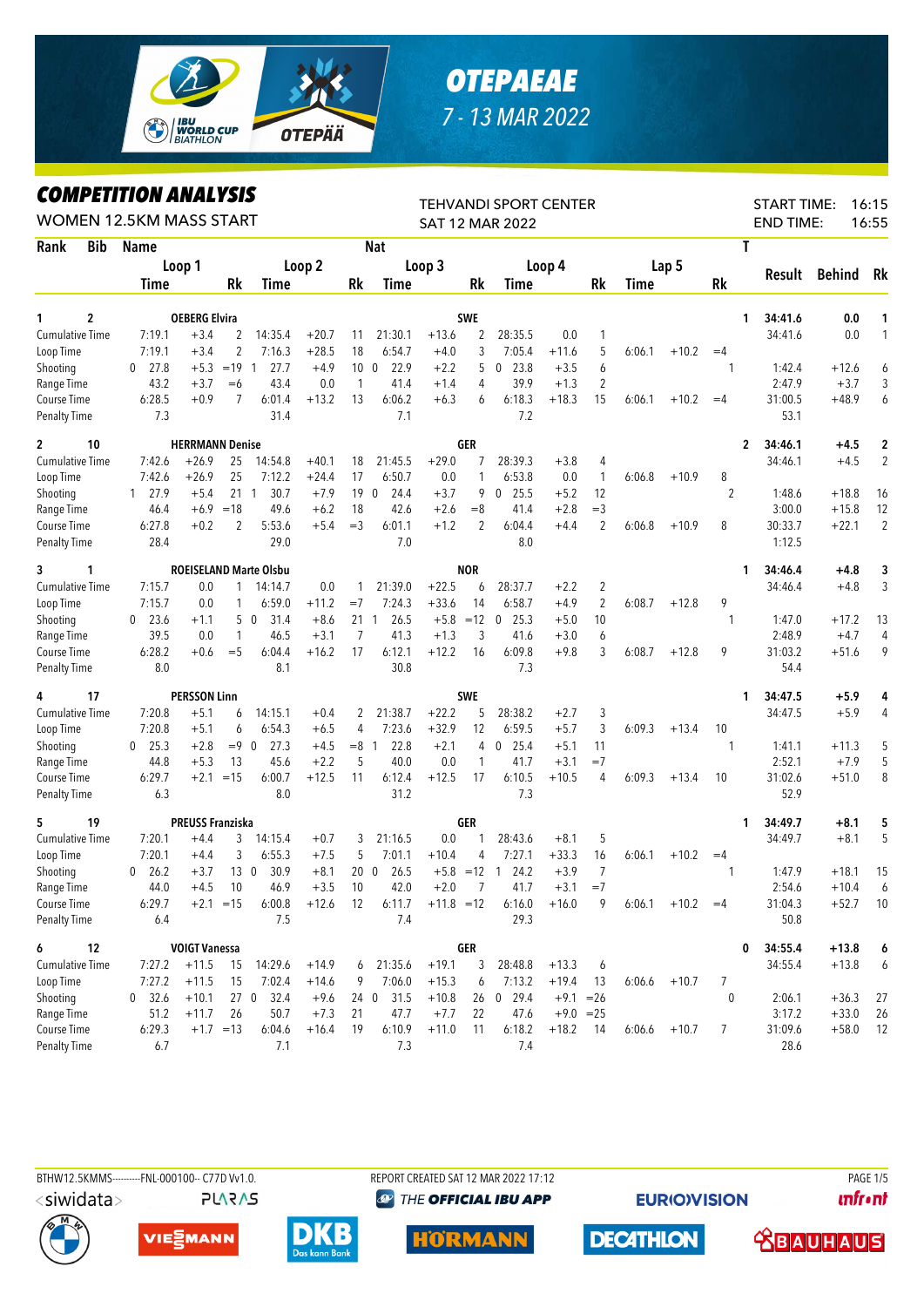# OTEPAEAE

7 - 13 MAR 2022

## COMPETITION ANALYSIS

WOMEN 12.5KM MASS START

TEHVANDI SPORT CENTER
SAT 12 MAR 2022

START TIME: 16:15
END TIME: 16:55

| Rank | Bib | Name | | | Loop 1 Time | | Rk | Loop 2 Time | | Rk | Loop 3 Time | | Rk | Loop 4 Time | | Rk | Lap 5 Time | | Rk | Nat | T | Result | Behind | Rk |
|---|---|---|---|---|---|---|---|---|---|---|---|---|---|---|---|---|---|---|---|---|---|---|---|---|
| 1 | 2 | OEBERG Elvira | | | | | | | | | | | | | | | | | | SWE | 1 | 34:41.6 | 0.0 | 1 |
| | | Cumulative Time | | | 7:19.1 | +3.4 | 2 | 14:35.4 | +20.7 | 11 | 21:30.1 | +13.6 | 2 | 28:35.5 | 0.0 | 1 | | | | | | 34:41.6 | 0.0 | 1 |
| | | Loop Time | | | 7:19.1 | +3.4 | 2 | 7:16.3 | +28.5 | 18 | 6:54.7 | +4.0 | 3 | 7:05.4 | +11.6 | 5 | 6:06.1 | +10.2 | =4 | | | | | |
| | | Shooting | | 0 | 27.8 | +5.3 | =19 | 1 27.7 | +4.9 | 10 | 0 22.9 | +2.2 | 5 | 0 23.8 | +3.5 | 6 | | | | | 1 | 1:42.4 | +12.6 | 6 |
| | | Range Time | | | 43.2 | +3.7 | =6 | 43.4 | 0.0 | 1 | 41.4 | +1.4 | 4 | 39.9 | +1.3 | 2 | | | | | | 2:47.9 | +3.7 | 3 |
| | | Course Time | | | 6:28.5 | +0.9 | 7 | 6:01.4 | +13.2 | 13 | 6:06.2 | +6.3 | 6 | 6:18.3 | +18.3 | 15 | 6:06.1 | +10.2 | =4 | | | 31:00.5 | +48.9 | 6 |
| | | Penalty Time | | | 7.3 | | | 31.4 | | | 7.1 | | | 7.2 | | | | | | | | 53.1 | | |
| 2 | 10 | HERRMANN Denise | | | | | | | | | | | | | | | | | | GER | 2 | 34:46.1 | +4.5 | 2 |
| | | Cumulative Time | | | 7:42.6 | +26.9 | 25 | 14:54.8 | +40.1 | 18 | 21:45.5 | +29.0 | 7 | 28:39.3 | +3.8 | 4 | | | | | | 34:46.1 | +4.5 | 2 |
| | | Loop Time | | | 7:42.6 | +26.9 | 25 | 7:12.2 | +24.4 | 17 | 6:50.7 | 0.0 | 1 | 6:53.8 | 0.0 | 1 | 6:06.8 | +10.9 | 8 | | | | | |
| | | Shooting | | 1 | 27.9 | +5.4 | 21 | 1 30.7 | +7.9 | 19 | 0 24.4 | +3.7 | 9 | 0 25.5 | +5.2 | 12 | | | | | 2 | 1:48.6 | +18.8 | 16 |
| | | Range Time | | | 46.4 | +6.9 | =18 | 49.6 | +6.2 | 18 | 42.6 | +2.6 | =8 | 41.4 | +2.8 | =3 | | | | | | 3:00.0 | +15.8 | 12 |
| | | Course Time | | | 6:27.8 | +0.2 | 2 | 5:53.6 | +5.4 | =3 | 6:01.1 | +1.2 | 2 | 6:04.4 | +4.4 | 2 | 6:06.8 | +10.9 | 8 | | | 30:33.7 | +22.1 | 2 |
| | | Penalty Time | | | 28.4 | | | 29.0 | | | 7.0 | | | 8.0 | | | | | | | | 1:12.5 | | |
| 3 | 1 | ROEISELAND Marte Olsbu | | | | | | | | | | | | | | | | | | NOR | 1 | 34:46.4 | +4.8 | 3 |
| | | Cumulative Time | | | 7:15.7 | 0.0 | 1 | 14:14.7 | 0.0 | 1 | 21:39.0 | +22.5 | 6 | 28:37.7 | +2.2 | 2 | | | | | | 34:46.4 | +4.8 | 3 |
| | | Loop Time | | | 7:15.7 | 0.0 | 1 | 6:59.0 | +11.2 | =7 | 7:24.3 | +33.6 | 14 | 6:58.7 | +4.9 | 2 | 6:08.7 | +12.8 | 9 | | | | | |
| | | Shooting | | 0 | 23.6 | +1.1 | 5 | 0 31.4 | +8.6 | 21 | 1 26.5 | +5.8 | =12 | 0 25.3 | +5.0 | 10 | | | | | 1 | 1:47.0 | +17.2 | 13 |
| | | Range Time | | | 39.5 | 0.0 | 1 | 46.5 | +3.1 | 7 | 41.3 | +1.3 | 3 | 41.6 | +3.0 | 6 | | | | | | 2:48.9 | +4.7 | 4 |
| | | Course Time | | | 6:28.2 | +0.6 | =5 | 6:04.4 | +16.2 | 17 | 6:12.1 | +12.2 | 16 | 6:09.8 | +9.8 | 3 | 6:08.7 | +12.8 | 9 | | | 31:03.2 | +51.6 | 9 |
| | | Penalty Time | | | 8.0 | | | 8.1 | | | 30.8 | | | 7.3 | | | | | | | | 54.4 | | |
| 4 | 17 | PERSSON Linn | | | | | | | | | | | | | | | | | | SWE | 1 | 34:47.5 | +5.9 | 4 |
| | | Cumulative Time | | | 7:20.8 | +5.1 | 6 | 14:15.1 | +0.4 | 2 | 21:38.7 | +22.2 | 5 | 28:38.2 | +2.7 | 3 | | | | | | 34:47.5 | +5.9 | 4 |
| | | Loop Time | | | 7:20.8 | +5.1 | 6 | 6:54.3 | +6.5 | 4 | 7:23.6 | +32.9 | 12 | 6:59.5 | +5.7 | 3 | 6:09.3 | +13.4 | 10 | | | | | |
| | | Shooting | | 0 | 25.3 | +2.8 | =9 | 0 27.3 | +4.5 | =8 | 1 22.8 | +2.1 | 4 | 0 25.4 | +5.1 | 11 | | | | | 1 | 1:41.1 | +11.3 | 5 |
| | | Range Time | | | 44.8 | +5.3 | 13 | 45.6 | +2.2 | 5 | 40.0 | 0.0 | 1 | 41.7 | +3.1 | =7 | | | | | | 2:52.1 | +7.9 | 5 |
| | | Course Time | | | 6:29.7 | +2.1 | =15 | 6:00.7 | +12.5 | 11 | 6:12.4 | +12.5 | 17 | 6:10.5 | +10.5 | 4 | 6:09.3 | +13.4 | 10 | | | 31:02.6 | +51.0 | 8 |
| | | Penalty Time | | | 6.3 | | | 8.0 | | | 31.2 | | | 7.3 | | | | | | | | 52.9 | | |
| 5 | 19 | PREUSS Franziska | | | | | | | | | | | | | | | | | | GER | 1 | 34:49.7 | +8.1 | 5 |
| | | Cumulative Time | | | 7:20.1 | +4.4 | 3 | 14:15.4 | +0.7 | 3 | 21:16.5 | 0.0 | 1 | 28:43.6 | +8.1 | 5 | | | | | | 34:49.7 | +8.1 | 5 |
| | | Loop Time | | | 7:20.1 | +4.4 | 3 | 6:55.3 | +7.5 | 5 | 7:01.1 | +10.4 | 4 | 7:27.1 | +33.3 | 16 | 6:06.1 | +10.2 | =4 | | | | | |
| | | Shooting | | 0 | 26.2 | +3.7 | 13 | 0 30.9 | +8.1 | 20 | 0 26.5 | +5.8 | =12 | 1 24.2 | +3.9 | 7 | | | | | 1 | 1:47.9 | +18.1 | 15 |
| | | Range Time | | | 44.0 | +4.5 | 10 | 46.9 | +3.5 | 10 | 42.0 | +2.0 | 7 | 41.7 | +3.1 | =7 | | | | | | 2:54.6 | +10.4 | 6 |
| | | Course Time | | | 6:29.7 | +2.1 | =15 | 6:00.8 | +12.6 | 12 | 6:11.7 | +11.8 | =12 | 6:16.0 | +16.0 | 9 | 6:06.1 | +10.2 | =4 | | | 31:04.3 | +52.7 | 10 |
| | | Penalty Time | | | 6.4 | | | 7.5 | | | 7.4 | | | 29.3 | | | | | | | | 50.8 | | |
| 6 | 12 | VOIGT Vanessa | | | | | | | | | | | | | | | | | | GER | 0 | 34:55.4 | +13.8 | 6 |
| | | Cumulative Time | | | 7:27.2 | +11.5 | 15 | 14:29.6 | +14.9 | 6 | 21:35.6 | +19.1 | 3 | 28:48.8 | +13.3 | 6 | | | | | | 34:55.4 | +13.8 | 6 |
| | | Loop Time | | | 7:27.2 | +11.5 | 15 | 7:02.4 | +14.6 | 9 | 7:06.0 | +15.3 | 6 | 7:13.2 | +19.4 | 13 | 6:06.6 | +10.7 | 7 | | | | | |
| | | Shooting | | 0 | 32.6 | +10.1 | 27 | 0 32.4 | +9.6 | 24 | 0 31.5 | +10.8 | 26 | 0 29.4 | +9.1 | =26 | | | | | 0 | 2:06.1 | +36.3 | 27 |
| | | Range Time | | | 51.2 | +11.7 | 26 | 50.7 | +7.3 | 21 | 47.7 | +7.7 | 22 | 47.6 | +9.0 | =25 | | | | | | 3:17.2 | +33.0 | 26 |
| | | Course Time | | | 6:29.3 | +1.7 | =13 | 6:04.6 | +16.4 | 19 | 6:10.9 | +11.0 | 11 | 6:18.2 | +18.2 | 14 | 6:06.6 | +10.7 | 7 | | | 31:09.6 | +58.0 | 12 |
| | | Penalty Time | | | 6.7 | | | 7.1 | | | 7.3 | | | 7.4 | | | | | | | | 28.6 | | |

BTHW12.5KMMS----------FNL-000100-- C77D Vv1.0. REPORT CREATED SAT 12 MAR 2022 17:12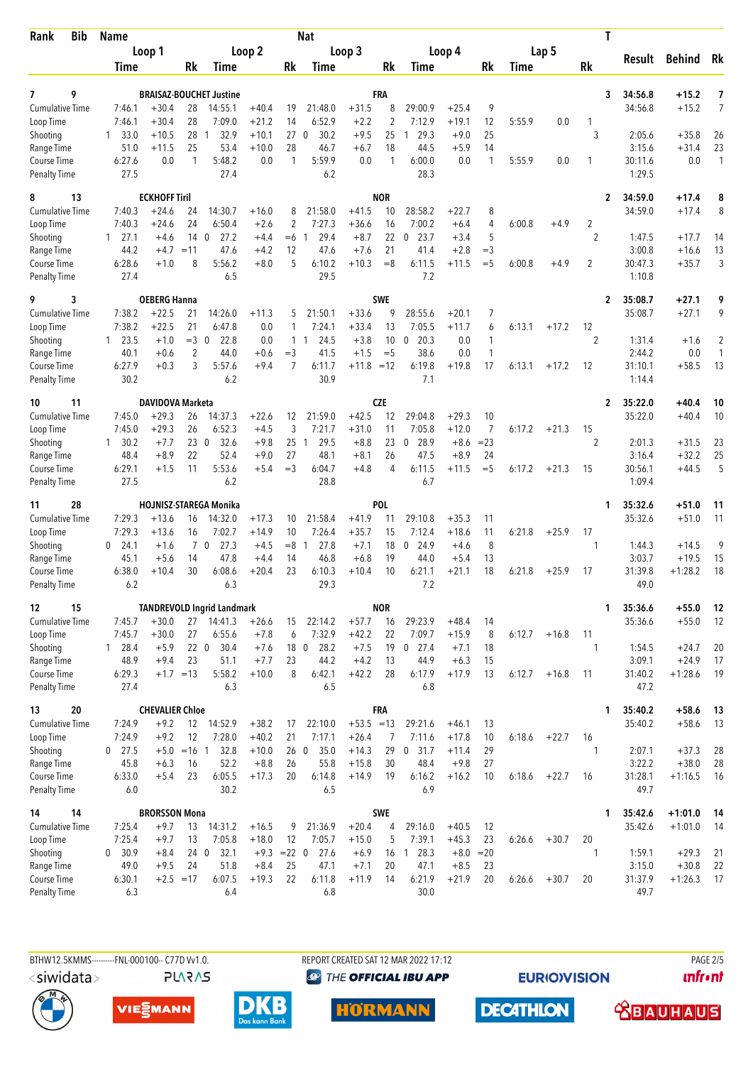| Rank | Bib | Name | | | Nat | | | | | | | | | | | T | Result | Behind | Rk |
|---|---|---|---|---|---|---|---|---|---|---|---|---|---|---|---|---|---|---|---|
| | | Loop 1 | | | Loop 2 | | | Loop 3 | | | Loop 4 | | | Lap 5 | | | | | |
| | | Time | | Rk | Time | | Rk | Time | | Rk | Time | | Rk | Time | | Rk | | | |
| 7 | 9 | BRAISAZ-BOUCHET Justine | | | | | | | FRA | | | | | | | 3 | 34:56.8 | +15.2 | 7 |
| Cumulative Time | | 7:46.1 | +30.4 | 28 | 14:55.1 | +40.4 | 19 | 21:48.0 | +31.5 | 8 | 29:00.9 | +25.4 | 9 | | | | 34:56.8 | +15.2 | 7 |
| Loop Time | | 7:46.1 | +30.4 | 28 | 7:09.0 | +21.2 | 14 | 6:52.9 | +2.2 | 2 | 7:12.9 | +19.1 | 12 | 5:55.9 | 0.0 | 1 | | | |
| Shooting | | 1 33.0 | +10.5 | 28 | 1 32.9 | +10.1 | 27 | 0 30.2 | +9.5 | 25 | 1 29.3 | +9.0 | 25 | | | 3 | 2:05.6 | +35.8 | 26 |
| Range Time | | 51.0 | +11.5 | 25 | 53.4 | +10.0 | 28 | 46.7 | +6.7 | 18 | 44.5 | +5.9 | 14 | | | | 3:15.6 | +31.4 | 23 |
| Course Time | | 6:27.6 | 0.0 | 1 | 5:48.2 | 0.0 | 1 | 5:59.9 | 0.0 | 1 | 6:00.0 | 0.0 | 1 | 5:55.9 | 0.0 | 1 | 30:11.6 | 0.0 | 1 |
| Penalty Time | | 27.5 | | | 27.4 | | | 6.2 | | | 28.3 | | | | | | 1:29.5 | | |
| 8 | 13 | ECKHOFF Tiril | | | | | | | NOR | | | | | | | 2 | 34:59.0 | +17.4 | 8 |
| Cumulative Time | | 7:40.3 | +24.6 | 24 | 14:30.7 | +16.0 | 8 | 21:58.0 | +41.5 | 10 | 28:58.2 | +22.7 | 8 | | | | 34:59.0 | +17.4 | 8 |
| Loop Time | | 7:40.3 | +24.6 | 24 | 6:50.4 | +2.6 | 2 | 7:27.3 | +36.6 | 16 | 7:00.2 | +6.4 | 4 | 6:00.8 | +4.9 | 2 | | | |
| Shooting | | 1 27.1 | +4.6 | 14 | 0 27.2 | +4.4 | =6 | 1 29.4 | +8.7 | 22 | 0 23.7 | +3.4 | 5 | | | 2 | 1:47.5 | +17.7 | 14 |
| Range Time | | 44.2 | +4.7 | =11 | 47.6 | +4.2 | 12 | 47.6 | +7.6 | 21 | 41.4 | +2.8 | =3 | | | | 3:00.8 | +16.6 | 13 |
| Course Time | | 6:28.6 | +1.0 | 8 | 5:56.2 | +8.0 | 5 | 6:10.2 | +10.3 | =8 | 6:11.5 | +11.5 | =5 | 6:00.8 | +4.9 | 2 | 30:47.3 | +35.7 | 3 |
| Penalty Time | | 27.4 | | | 6.5 | | | 29.5 | | | 7.2 | | | | | | 1:10.8 | | |
| 9 | 3 | OEBERG Hanna | | | | | | | SWE | | | | | | | 2 | 35:08.7 | +27.1 | 9 |
| Cumulative Time | | 7:38.2 | +22.5 | 21 | 14:26.0 | +11.3 | 5 | 21:50.1 | +33.6 | 9 | 28:55.6 | +20.1 | 7 | | | | 35:08.7 | +27.1 | 9 |
| Loop Time | | 7:38.2 | +22.5 | 21 | 6:47.8 | 0.0 | 1 | 7:24.1 | +33.4 | 13 | 7:05.5 | +11.7 | 6 | 6:13.1 | +17.2 | 12 | | | |
| Shooting | | 1 23.5 | +1.0 | =3 | 0 22.8 | 0.0 | 1 | 1 24.5 | +3.8 | 10 | 0 20.3 | 0.0 | 1 | | | 2 | 1:31.4 | +1.6 | 2 |
| Range Time | | 40.1 | +0.6 | 2 | 44.0 | +0.6 | =3 | 41.5 | +1.5 | =5 | 38.6 | 0.0 | 1 | | | | 2:44.2 | 0.0 | 1 |
| Course Time | | 6:27.9 | +0.3 | 3 | 5:57.6 | +9.4 | 7 | 6:11.7 | +11.8 | =12 | 6:19.8 | +19.8 | 17 | 6:13.1 | +17.2 | 12 | 31:10.1 | +58.5 | 13 |
| Penalty Time | | 30.2 | | | 6.2 | | | 30.9 | | | 7.1 | | | | | | 1:14.4 | | |
| 10 | 11 | DAVIDOVA Marketa | | | | | | | CZE | | | | | | | 2 | 35:22.0 | +40.4 | 10 |
| Cumulative Time | | 7:45.0 | +29.3 | 26 | 14:37.3 | +22.6 | 12 | 21:59.0 | +42.5 | 12 | 29:04.8 | +29.3 | 10 | | | | 35:22.0 | +40.4 | 10 |
| Loop Time | | 7:45.0 | +29.3 | 26 | 6:52.3 | +4.5 | 3 | 7:21.7 | +31.0 | 11 | 7:05.8 | +12.0 | 7 | 6:17.2 | +21.3 | 15 | | | |
| Shooting | | 1 30.2 | +7.7 | 23 | 0 32.6 | +9.8 | 25 | 1 29.5 | +8.8 | 23 | 0 28.9 | +8.6 | =23 | | | 2 | 2:01.3 | +31.5 | 23 |
| Range Time | | 48.4 | +8.9 | 22 | 52.4 | +9.0 | 27 | 48.1 | +8.1 | 26 | 47.5 | +8.9 | 24 | | | | 3:16.4 | +32.2 | 25 |
| Course Time | | 6:29.1 | +1.5 | 11 | 5:53.6 | +5.4 | =3 | 6:04.7 | +4.8 | 4 | 6:11.5 | +11.5 | =5 | 6:17.2 | +21.3 | 15 | 30:56.1 | +44.5 | 5 |
| Penalty Time | | 27.5 | | | 6.2 | | | 28.8 | | | 6.7 | | | | | | 1:09.4 | | |
| 11 | 28 | HOJNISZ-STAREGA Monika | | | | | | | POL | | | | | | | 1 | 35:32.6 | +51.0 | 11 |
| Cumulative Time | | 7:29.3 | +13.6 | 16 | 14:32.0 | +17.3 | 10 | 21:58.4 | +41.9 | 11 | 29:10.8 | +35.3 | 11 | | | | 35:32.6 | +51.0 | 11 |
| Loop Time | | 7:29.3 | +13.6 | 16 | 7:02.7 | +14.9 | 10 | 7:26.4 | +35.7 | 15 | 7:12.4 | +18.6 | 11 | 6:21.8 | +25.9 | 17 | | | |
| Shooting | | 0 24.1 | +1.6 | 7 | 0 27.3 | +4.5 | =8 | 1 27.8 | +7.1 | 18 | 0 24.9 | +4.6 | 8 | | | 1 | 1:44.3 | +14.5 | 9 |
| Range Time | | 45.1 | +5.6 | 14 | 47.8 | +4.4 | 14 | 46.8 | +6.8 | 19 | 44.0 | +5.4 | 13 | | | | 3:03.7 | +19.5 | 15 |
| Course Time | | 6:38.0 | +10.4 | 30 | 6:08.6 | +20.4 | 23 | 6:10.3 | +10.4 | 10 | 6:21.1 | +21.1 | 18 | 6:21.8 | +25.9 | 17 | 31:39.8 | +1:28.2 | 18 |
| Penalty Time | | 6.2 | | | 6.3 | | | 29.3 | | | 7.2 | | | | | | 49.0 | | |
| 12 | 15 | TANDREVOLD Ingrid Landmark | | | | | | | NOR | | | | | | | 1 | 35:36.6 | +55.0 | 12 |
| Cumulative Time | | 7:45.7 | +30.0 | 27 | 14:41.3 | +26.6 | 15 | 22:14.2 | +57.7 | 16 | 29:23.9 | +48.4 | 14 | | | | 35:36.6 | +55.0 | 12 |
| Loop Time | | 7:45.7 | +30.0 | 27 | 6:55.6 | +7.8 | 6 | 7:32.9 | +42.2 | 22 | 7:09.7 | +15.9 | 8 | 6:12.7 | +16.8 | 11 | | | |
| Shooting | | 1 28.4 | +5.9 | 22 | 0 30.4 | +7.6 | 18 | 0 28.2 | +7.5 | 19 | 0 27.4 | +7.1 | 18 | | | 1 | 1:54.5 | +24.7 | 20 |
| Range Time | | 48.9 | +9.4 | 23 | 51.1 | +7.7 | 23 | 44.2 | +4.2 | 13 | 44.9 | +6.3 | 15 | | | | 3:09.1 | +24.9 | 17 |
| Course Time | | 6:29.3 | +1.7 | =13 | 5:58.2 | +10.0 | 8 | 6:42.1 | +42.2 | 28 | 6:17.9 | +17.9 | 13 | 6:12.7 | +16.8 | 11 | 31:40.2 | +1:28.6 | 19 |
| Penalty Time | | 27.4 | | | 6.3 | | | 6.5 | | | 6.8 | | | | | | 47.2 | | |
| 13 | 20 | CHEVALIER Chloe | | | | | | | FRA | | | | | | | 1 | 35:40.2 | +58.6 | 13 |
| Cumulative Time | | 7:24.9 | +9.2 | 12 | 14:52.9 | +38.2 | 17 | 22:10.0 | +53.5 | =13 | 29:21.6 | +46.1 | 13 | | | | 35:40.2 | +58.6 | 13 |
| Loop Time | | 7:24.9 | +9.2 | 12 | 7:28.0 | +40.2 | 21 | 7:17.1 | +26.4 | 7 | 7:11.6 | +17.8 | 10 | 6:18.6 | +22.7 | 16 | | | |
| Shooting | | 0 27.5 | +5.0 | =16 | 1 32.8 | +10.0 | 26 | 0 35.0 | +14.3 | 29 | 0 31.7 | +11.4 | 29 | | | 1 | 2:07.1 | +37.3 | 28 |
| Range Time | | 45.8 | +6.3 | 16 | 52.2 | +8.8 | 26 | 55.8 | +15.8 | 30 | 48.4 | +9.8 | 27 | | | | 3:22.2 | +38.0 | 28 |
| Course Time | | 6:33.0 | +5.4 | 23 | 6:05.5 | +17.3 | 20 | 6:14.8 | +14.9 | 19 | 6:16.2 | +16.2 | 10 | 6:18.6 | +22.7 | 16 | 31:28.1 | +1:16.5 | 16 |
| Penalty Time | | 6.0 | | | 30.2 | | | 6.5 | | | 6.9 | | | | | | 49.7 | | |
| 14 | 14 | BRORSSON Mona | | | | | | | SWE | | | | | | | 1 | 35:42.6 | +1:01.0 | 14 |
| Cumulative Time | | 7:25.4 | +9.7 | 13 | 14:31.2 | +16.5 | 9 | 21:36.9 | +20.4 | 4 | 29:16.0 | +40.5 | 12 | | | | 35:42.6 | +1:01.0 | 14 |
| Loop Time | | 7:25.4 | +9.7 | 13 | 7:05.8 | +18.0 | 12 | 7:05.7 | +15.0 | 5 | 7:39.1 | +45.3 | 23 | 6:26.6 | +30.7 | 20 | | | |
| Shooting | | 0 30.9 | +8.4 | 24 | 0 32.1 | +9.3 | =22 | 0 27.6 | +6.9 | 16 | 1 28.3 | +8.0 | =20 | | | 1 | 1:59.1 | +29.3 | 21 |
| Range Time | | 49.0 | +9.5 | 24 | 51.8 | +8.4 | 25 | 47.1 | +7.1 | 20 | 47.1 | +8.5 | 23 | | | | 3:15.0 | +30.8 | 22 |
| Course Time | | 6:30.1 | +2.5 | =17 | 6:07.5 | +19.3 | 22 | 6:11.8 | +11.9 | 14 | 6:21.9 | +21.9 | 20 | 6:26.6 | +30.7 | 20 | 31:37.9 | +1:26.3 | 17 |
| Penalty Time | | 6.3 | | | 6.4 | | | 6.8 | | | 30.0 | | | | | | 49.7 | | |

BTHW12.5KMMS----------FNL-000100-- C77D Vv1.0. REPORT CREATED SAT 12 MAR 2022 17:12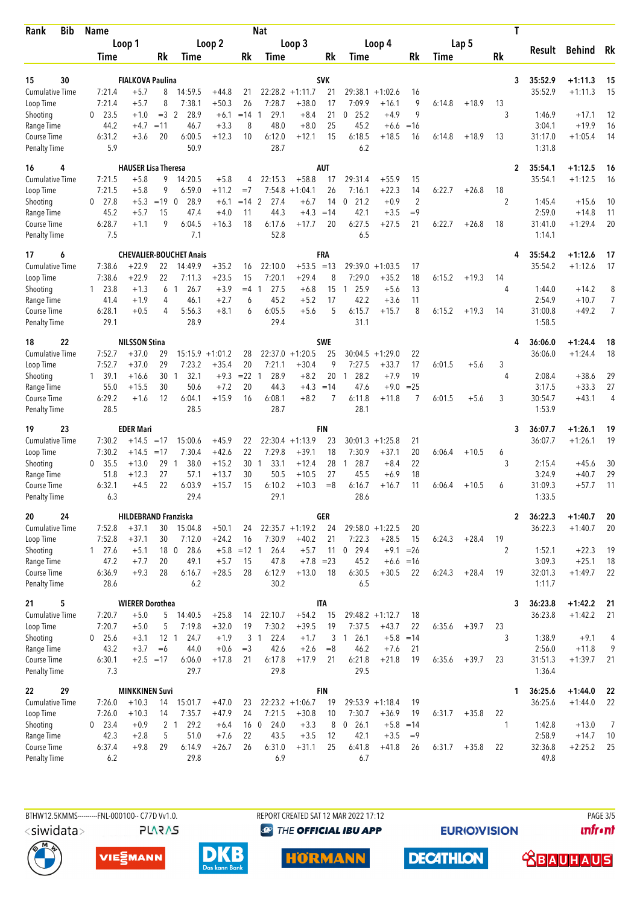| Rank | Bib | Name | | | | | | Nat | | | | | | | | | T | Result | Behind | Rk |
|---|---|---|---|---|---|---|---|---|---|---|---|---|---|---|---|---|---|---|---|---|
| | | Loop 1 | | | Loop 2 | | | Loop 3 | | | Loop 4 | | | Lap 5 | | | | | | |
| | | Time | | Rk | Time | | Rk | Time | | Rk | Time | | Rk | Time | | Rk | | | | |
| 15 | 30 | FIALKOVA Paulina | | | | | | SVK | | | | | | | | | 3 | 35:52.9 | +1:11.3 | 15 |
| Cumulative Time | | 7:21.4 | +5.7 | 8 | 14:59.5 | +44.8 | 21 | 22:28.2 | +1:11.7 | 21 | 29:38.1 | +1:02.6 | 16 | | | | | 35:52.9 | +1:11.3 | 15 |
| Loop Time | | 7:21.4 | +5.7 | 8 | 7:38.1 | +50.3 | 26 | 7:28.7 | +38.0 | 17 | 7:09.9 | +16.1 | 9 | 6:14.8 | +18.9 | 13 | | | | |
| Shooting | | 0 23.5 | +1.0 | =3 | 2 28.9 | +6.1 | =14 | 1 29.1 | +8.4 | 21 | 0 25.2 | +4.9 | 9 | | | | 3 | 1:46.9 | +17.1 | 12 |
| Range Time | | 44.2 | +4.7 | =11 | 46.7 | +3.3 | 8 | 48.0 | +8.0 | 25 | 45.2 | +6.6 | =16 | | | | | 3:04.1 | +19.9 | 16 |
| Course Time | | 6:31.2 | +3.6 | 20 | 6:00.5 | +12.3 | 10 | 6:12.0 | +12.1 | 15 | 6:18.5 | +18.5 | 16 | 6:14.8 | +18.9 | 13 | | 31:17.0 | +1:05.4 | 14 |
| Penalty Time | | 5.9 | | | 50.9 | | | 28.7 | | | 6.2 | | | | | | | 1:31.8 | | |
| 16 | 4 | HAUSER Lisa Theresa | | | | | | AUT | | | | | | | | | 2 | 35:54.1 | +1:12.5 | 16 |
| Cumulative Time | | 7:21.5 | +5.8 | 9 | 14:20.5 | +5.8 | 4 | 22:15.3 | +58.8 | 17 | 29:31.4 | +55.9 | 15 | | | | | 35:54.1 | +1:12.5 | 16 |
| Loop Time | | 7:21.5 | +5.8 | 9 | 6:59.0 | +11.2 | =7 | 7:54.8 | +1:04.1 | 26 | 7:16.1 | +22.3 | 14 | 6:22.7 | +26.8 | 18 | | | | |
| Shooting | | 0 27.8 | +5.3 | =19 | 0 28.9 | +6.1 | =14 | 2 27.4 | +6.7 | 14 | 0 21.2 | +0.9 | 2 | | | | 2 | 1:45.4 | +15.6 | 10 |
| Range Time | | 45.2 | +5.7 | 15 | 47.4 | +4.0 | 11 | 44.3 | +4.3 | =14 | 42.1 | +3.5 | =9 | | | | | 2:59.0 | +14.8 | 11 |
| Course Time | | 6:28.7 | +1.1 | 9 | 6:04.5 | +16.3 | 18 | 6:17.6 | +17.7 | 20 | 6:27.5 | +27.5 | 21 | 6:22.7 | +26.8 | 18 | | 31:41.0 | +1:29.4 | 20 |
| Penalty Time | | 7.5 | | | 7.1 | | | 52.8 | | | 6.5 | | | | | | | 1:14.1 | | |
| 17 | 6 | CHEVALIER-BOUCHET Anais | | | | | | FRA | | | | | | | | | 4 | 35:54.2 | +1:12.6 | 17 |
| Cumulative Time | | 7:38.6 | +22.9 | 22 | 14:49.9 | +35.2 | 16 | 22:10.0 | +53.5 | =13 | 29:39.0 | +1:03.5 | 17 | | | | | 35:54.2 | +1:12.6 | 17 |
| Loop Time | | 7:38.6 | +22.9 | 22 | 7:11.3 | +23.5 | 15 | 7:20.1 | +29.4 | 8 | 7:29.0 | +35.2 | 18 | 6:15.2 | +19.3 | 14 | | | | |
| Shooting | | 1 23.8 | +1.3 | 6 | 1 26.7 | +3.9 | =4 | 1 27.5 | +6.8 | 15 | 1 25.9 | +5.6 | 13 | | | | 4 | 1:44.0 | +14.2 | 8 |
| Range Time | | 41.4 | +1.9 | 4 | 46.1 | +2.7 | 6 | 45.2 | +5.2 | 17 | 42.2 | +3.6 | 11 | | | | | 2:54.9 | +10.7 | 7 |
| Course Time | | 6:28.1 | +0.5 | 4 | 5:56.3 | +8.1 | 6 | 6:05.5 | +5.6 | 5 | 6:15.7 | +15.7 | 8 | 6:15.2 | +19.3 | 14 | | 31:00.8 | +49.2 | 7 |
| Penalty Time | | 29.1 | | | 28.9 | | | 29.4 | | | 31.1 | | | | | | | 1:58.5 | | |
| 18 | 22 | NILSSON Stina | | | | | | SWE | | | | | | | | | 4 | 36:06.0 | +1:24.4 | 18 |
| Cumulative Time | | 7:52.7 | +37.0 | 29 | 15:15.9 | +1:01.2 | 28 | 22:37.0 | +1:20.5 | 25 | 30:04.5 | +1:29.0 | 22 | | | | | 36:06.0 | +1:24.4 | 18 |
| Loop Time | | 7:52.7 | +37.0 | 29 | 7:23.2 | +35.4 | 20 | 7:21.1 | +30.4 | 9 | 7:27.5 | +33.7 | 17 | 6:01.5 | +5.6 | 3 | | | | |
| Shooting | | 1 39.1 | +16.6 | 30 | 1 32.1 | +9.3 | =22 | 1 28.9 | +8.2 | 20 | 1 28.2 | +7.9 | 19 | | | | 4 | 2:08.4 | +38.6 | 29 |
| Range Time | | 55.0 | +15.5 | 30 | 50.6 | +7.2 | 20 | 44.3 | +4.3 | =14 | 47.6 | +9.0 | =25 | | | | | 3:17.5 | +33.3 | 27 |
| Course Time | | 6:29.2 | +1.6 | 12 | 6:04.1 | +15.9 | 16 | 6:08.1 | +8.2 | 7 | 6:11.8 | +11.8 | 7 | 6:01.5 | +5.6 | 3 | | 30:54.7 | +43.1 | 4 |
| Penalty Time | | 28.5 | | | 28.5 | | | 28.7 | | | 28.1 | | | | | | | 1:53.9 | | |
| 19 | 23 | EDER Mari | | | | | | FIN | | | | | | | | | 3 | 36:07.7 | +1:26.1 | 19 |
| Cumulative Time | | 7:30.2 | +14.5 | =17 | 15:00.6 | +45.9 | 22 | 22:30.4 | +1:13.9 | 23 | 30:01.3 | +1:25.8 | 21 | | | | | 36:07.7 | +1:26.1 | 19 |
| Loop Time | | 7:30.2 | +14.5 | =17 | 7:30.4 | +42.6 | 22 | 7:29.8 | +39.1 | 18 | 7:30.9 | +37.1 | 20 | 6:06.4 | +10.5 | 6 | | | | |
| Shooting | | 0 35.5 | +13.0 | 29 | 1 38.0 | +15.2 | 30 | 1 33.1 | +12.4 | 28 | 1 28.7 | +8.4 | 22 | | | | 3 | 2:15.4 | +45.6 | 30 |
| Range Time | | 51.8 | +12.3 | 27 | 57.1 | +13.7 | 30 | 50.5 | +10.5 | 27 | 45.5 | +6.9 | 18 | | | | | 3:24.9 | +40.7 | 29 |
| Course Time | | 6:32.1 | +4.5 | 22 | 6:03.9 | +15.7 | 15 | 6:10.2 | +10.3 | =8 | 6:16.7 | +16.7 | 11 | 6:06.4 | +10.5 | 6 | | 31:09.3 | +57.7 | 11 |
| Penalty Time | | 6.3 | | | 29.4 | | | 29.1 | | | 28.6 | | | | | | | 1:33.5 | | |
| 20 | 24 | HILDEBRAND Franziska | | | | | | GER | | | | | | | | | 2 | 36:22.3 | +1:40.7 | 20 |
| Cumulative Time | | 7:52.8 | +37.1 | 30 | 15:04.8 | +50.1 | 24 | 22:35.7 | +1:19.2 | 24 | 29:58.0 | +1:22.5 | 20 | | | | | 36:22.3 | +1:40.7 | 20 |
| Loop Time | | 7:52.8 | +37.1 | 30 | 7:12.0 | +24.2 | 16 | 7:30.9 | +40.2 | 21 | 7:22.3 | +28.5 | 15 | 6:24.3 | +28.4 | 19 | | | | |
| Shooting | | 1 27.6 | +5.1 | 18 | 0 28.6 | +5.8 | =12 | 1 26.4 | +5.7 | 11 | 0 29.4 | +9.1 | =26 | | | | 2 | 1:52.1 | +22.3 | 19 |
| Range Time | | 47.2 | +7.7 | 20 | 49.1 | +5.7 | 15 | 47.8 | +7.8 | =23 | 45.2 | +6.6 | =16 | | | | | 3:09.3 | +25.1 | 18 |
| Course Time | | 6:36.9 | +9.3 | 28 | 6:16.7 | +28.5 | 28 | 6:12.9 | +13.0 | 18 | 6:30.5 | +30.5 | 22 | 6:24.3 | +28.4 | 19 | | 32:01.3 | +1:49.7 | 22 |
| Penalty Time | | 28.6 | | | 6.2 | | | 30.2 | | | 6.5 | | | | | | | 1:11.7 | | |
| 21 | 5 | WIERER Dorothea | | | | | | ITA | | | | | | | | | 3 | 36:23.8 | +1:42.2 | 21 |
| Cumulative Time | | 7:20.7 | +5.0 | 5 | 14:40.5 | +25.8 | 14 | 22:10.7 | +54.2 | 15 | 29:48.2 | +1:12.7 | 18 | | | | | 36:23.8 | +1:42.2 | 21 |
| Loop Time | | 7:20.7 | +5.0 | 5 | 7:19.8 | +32.0 | 19 | 7:30.2 | +39.5 | 19 | 7:37.5 | +43.7 | 22 | 6:35.6 | +39.7 | 23 | | | | |
| Shooting | | 0 25.6 | +3.1 | 12 | 1 24.7 | +1.9 | 3 | 1 22.4 | +1.7 | 3 | 1 26.1 | +5.8 | =14 | | | | 3 | 1:38.9 | +9.1 | 4 |
| Range Time | | 43.2 | +3.7 | =6 | 44.0 | +0.6 | =3 | 42.6 | +2.6 | =8 | 46.2 | +7.6 | 21 | | | | | 2:56.0 | +11.8 | 9 |
| Course Time | | 6:30.1 | +2.5 | =17 | 6:06.0 | +17.8 | 21 | 6:17.8 | +17.9 | 21 | 6:21.8 | +21.8 | 19 | 6:35.6 | +39.7 | 23 | | 31:51.3 | +1:39.7 | 21 |
| Penalty Time | | 7.3 | | | 29.7 | | | 29.8 | | | 29.5 | | | | | | | 1:36.4 | | |
| 22 | 29 | MINKKINEN Suvi | | | | | | FIN | | | | | | | | | 1 | 36:25.6 | +1:44.0 | 22 |
| Cumulative Time | | 7:26.0 | +10.3 | 14 | 15:01.7 | +47.0 | 23 | 22:23.2 | +1:06.7 | 19 | 29:53.9 | +1:18.4 | 19 | | | | | 36:25.6 | +1:44.0 | 22 |
| Loop Time | | 7:26.0 | +10.3 | 14 | 7:35.7 | +47.9 | 24 | 7:21.5 | +30.8 | 10 | 7:30.7 | +36.9 | 19 | 6:31.7 | +35.8 | 22 | | | | |
| Shooting | | 0 23.4 | +0.9 | 2 | 1 29.2 | +6.4 | 16 | 0 24.0 | +3.3 | 8 | 0 26.1 | +5.8 | =14 | | | | 1 | 1:42.8 | +13.0 | 7 |
| Range Time | | 42.3 | +2.8 | 5 | 51.0 | +7.6 | 22 | 43.5 | +3.5 | 12 | 42.1 | +3.5 | =9 | | | | | 2:58.9 | +14.7 | 10 |
| Course Time | | 6:37.4 | +9.8 | 29 | 6:14.9 | +26.7 | 26 | 6:31.0 | +31.1 | 25 | 6:41.8 | +41.8 | 26 | 6:31.7 | +35.8 | 22 | | 32:36.8 | +2:25.2 | 25 |
| Penalty Time | | 6.2 | | | 29.8 | | | 6.9 | | | 6.7 | | | | | | | 49.8 | | |

BTHW12.5KMMS----------FNL-000100-- C77D Vv1.0. REPORT CREATED SAT 12 MAR 2022 17:12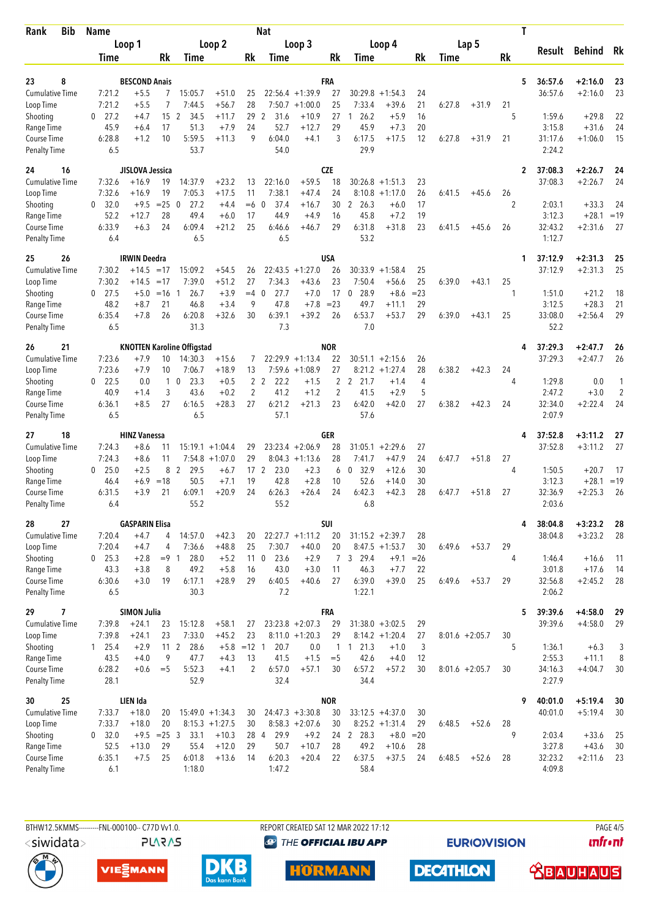| Rank | Bib | Name | | | Nat | | | | | | | | | | T | Result | Behind | Rk |
|---|---|---|---|---|---|---|---|---|---|---|---|---|---|---|---|---|---|---|
| | | Loop 1 | | | Loop 2 | | | Loop 3 | | | Loop 4 | | | Lap 5 | | | | |
| | | Time | | Rk | Time | | Rk | Time | | Rk | Time | | Rk | Time | | Rk | | |
| 23 | 8 | BESCOND Anais | | | | | | FRA | | | | | | | 5 | 36:57.6 | +2:16.0 | 23 |
| Cumulative Time | | 7:21.2 | +5.5 | 7 | 15:05.7 | +51.0 | 25 | 22:56.4 | +1:39.9 | 27 | 30:29.8 | +1:54.3 | 24 | | | 36:57.6 | +2:16.0 | 23 |
| Loop Time | | 7:21.2 | +5.5 | 7 | 7:44.5 | +56.7 | 28 | 7:50.7 | +1:00.0 | 25 | 7:33.4 | +39.6 | 21 | 6:27.8 | +31.9 | 21 | | |
| Shooting | | 0 27.2 | +4.7 | 15 | 2 34.5 | +11.7 | 29 | 2 31.6 | +10.9 | 27 | 1 26.2 | +5.9 | 16 | | | 5 | 1:59.6 | +29.8 | 22 |
| Range Time | | 45.9 | +6.4 | 17 | 51.3 | +7.9 | 24 | 52.7 | +12.7 | 29 | 45.9 | +7.3 | 20 | | | | 3:15.8 | +31.6 | 24 |
| Course Time | | 6:28.8 | +1.2 | 10 | 5:59.5 | +11.3 | 9 | 6:04.0 | +4.1 | 3 | 6:17.5 | +17.5 | 12 | 6:27.8 | +31.9 | 21 | 31:17.6 | +1:06.0 | 15 |
| Penalty Time | | 6.5 | | | 53.7 | | | 54.0 | | | 29.9 | | | | | | 2:24.2 | | |
| 24 | 16 | JISLOVA Jessica | | | | | | CZE | | | | | | | 2 | 37:08.3 | +2:26.7 | 24 |
| Cumulative Time | | 7:32.6 | +16.9 | 19 | 14:37.9 | +23.2 | 13 | 22:16.0 | +59.5 | 18 | 30:26.8 | +1:51.3 | 23 | | | 37:08.3 | +2:26.7 | 24 |
| Loop Time | | 7:32.6 | +16.9 | 19 | 7:05.3 | +17.5 | 11 | 7:38.1 | +47.4 | 24 | 8:10.8 | +1:17.0 | 26 | 6:41.5 | +45.6 | 26 | | |
| Shooting | | 0 32.0 | +9.5 | =25 | 0 27.2 | +4.4 | =6 | 0 37.4 | +16.7 | 30 | 2 26.3 | +6.0 | 17 | | | 2 | 2:03.1 | +33.3 | 24 |
| Range Time | | 52.2 | +12.7 | 28 | 49.4 | +6.0 | 17 | 44.9 | +4.9 | 16 | 45.8 | +7.2 | 19 | | | | 3:12.3 | +28.1 | =19 |
| Course Time | | 6:33.9 | +6.3 | 24 | 6:09.4 | +21.2 | 25 | 6:46.6 | +46.7 | 29 | 6:31.8 | +31.8 | 23 | 6:41.5 | +45.6 | 26 | 32:43.2 | +2:31.6 | 27 |
| Penalty Time | | 6.4 | | | 6.5 | | | 6.5 | | | 53.2 | | | | | | 1:12.7 | | |
| 25 | 26 | IRWIN Deedra | | | | | | USA | | | | | | | 1 | 37:12.9 | +2:31.3 | 25 |
| Cumulative Time | | 7:30.2 | +14.5 | =17 | 15:09.2 | +54.5 | 26 | 22:43.5 | +1:27.0 | 26 | 30:33.9 | +1:58.4 | 25 | | | 37:12.9 | +2:31.3 | 25 |
| Loop Time | | 7:30.2 | +14.5 | =17 | 7:39.0 | +51.2 | 27 | 7:34.3 | +43.6 | 23 | 7:50.4 | +56.6 | 25 | 6:39.0 | +43.1 | 25 | | |
| Shooting | | 0 27.5 | +5.0 | =16 | 1 26.7 | +3.9 | =4 | 0 27.7 | +7.0 | 17 | 0 28.9 | +8.6 | =23 | | | 1 | 1:51.0 | +21.2 | 18 |
| Range Time | | 48.2 | +8.7 | 21 | 46.8 | +3.4 | 9 | 47.8 | +7.8 | =23 | 49.7 | +11.1 | 29 | | | | 3:12.5 | +28.3 | 21 |
| Course Time | | 6:35.4 | +7.8 | 26 | 6:20.8 | +32.6 | 30 | 6:39.1 | +39.2 | 26 | 6:53.7 | +53.7 | 29 | 6:39.0 | +43.1 | 25 | 33:08.0 | +2:56.4 | 29 |
| Penalty Time | | 6.5 | | | 31.3 | | | 7.3 | | | 7.0 | | | | | | 52.2 | | |
| 26 | 21 | KNOTTEN Karoline Offigstad | | | | | | NOR | | | | | | | 4 | 37:29.3 | +2:47.7 | 26 |
| Cumulative Time | | 7:23.6 | +7.9 | 10 | 14:30.3 | +15.6 | 7 | 22:29.9 | +1:13.4 | 22 | 30:51.1 | +2:15.6 | 26 | | | 37:29.3 | +2:47.7 | 26 |
| Loop Time | | 7:23.6 | +7.9 | 10 | 7:06.7 | +18.9 | 13 | 7:59.6 | +1:08.9 | 27 | 8:21.2 | +1:27.4 | 28 | 6:38.2 | +42.3 | 24 | | |
| Shooting | | 0 22.5 | 0.0 | 1 | 0 23.3 | +0.5 | 2 | 2 22.2 | +1.5 | 2 | 2 21.7 | +1.4 | 4 | | | 4 | 1:29.8 | 0.0 | 1 |
| Range Time | | 40.9 | +1.4 | 3 | 43.6 | +0.2 | 2 | 41.2 | +1.2 | 2 | 41.5 | +2.9 | 5 | | | | 2:47.2 | +3.0 | 2 |
| Course Time | | 6:36.1 | +8.5 | 27 | 6:16.5 | +28.3 | 27 | 6:21.2 | +21.3 | 23 | 6:42.0 | +42.0 | 27 | 6:38.2 | +42.3 | 24 | 32:34.0 | +2:22.4 | 24 |
| Penalty Time | | 6.5 | | | 6.5 | | | 57.1 | | | 57.6 | | | | | | 2:07.9 | | |
| 27 | 18 | HINZ Vanessa | | | | | | GER | | | | | | | 4 | 37:52.8 | +3:11.2 | 27 |
| Cumulative Time | | 7:24.3 | +8.6 | 11 | 15:19.1 | +1:04.4 | 29 | 23:23.4 | +2:06.9 | 28 | 31:05.1 | +2:29.6 | 27 | | | 37:52.8 | +3:11.2 | 27 |
| Loop Time | | 7:24.3 | +8.6 | 11 | 7:54.8 | +1:07.0 | 29 | 8:04.3 | +1:13.6 | 28 | 7:41.7 | +47.9 | 24 | 6:47.7 | +51.8 | 27 | | |
| Shooting | | 0 25.0 | +2.5 | 8 | 2 29.5 | +6.7 | 17 | 2 23.0 | +2.3 | 6 | 0 32.9 | +12.6 | 30 | | | 4 | 1:50.5 | +20.7 | 17 |
| Range Time | | 46.4 | +6.9 | =18 | 50.5 | +7.1 | 19 | 42.8 | +2.8 | 10 | 52.6 | +14.0 | 30 | | | | 3:12.3 | +28.1 | =19 |
| Course Time | | 6:31.5 | +3.9 | 21 | 6:09.1 | +20.9 | 24 | 6:26.3 | +26.4 | 24 | 6:42.3 | +42.3 | 28 | 6:47.7 | +51.8 | 27 | 32:36.9 | +2:25.3 | 26 |
| Penalty Time | | 6.4 | | | 55.2 | | | 55.2 | | | 6.8 | | | | | | 2:03.6 | | |
| 28 | 27 | GASPARIN Elisa | | | | | | SUI | | | | | | | 4 | 38:04.8 | +3:23.2 | 28 |
| Cumulative Time | | 7:20.4 | +4.7 | 4 | 14:57.0 | +42.3 | 20 | 22:27.7 | +1:11.2 | 20 | 31:15.2 | +2:39.7 | 28 | | | 38:04.8 | +3:23.2 | 28 |
| Loop Time | | 7:20.4 | +4.7 | 4 | 7:36.6 | +48.8 | 25 | 7:30.7 | +40.0 | 20 | 8:47.5 | +1:53.7 | 30 | 6:49.6 | +53.7 | 29 | | |
| Shooting | | 0 25.3 | +2.8 | =9 | 1 28.0 | +5.2 | 11 | 0 23.6 | +2.9 | 7 | 3 29.4 | +9.1 | =26 | | | 4 | 1:46.4 | +16.6 | 11 |
| Range Time | | 43.3 | +3.8 | 8 | 49.2 | +5.8 | 16 | 43.0 | +3.0 | 11 | 46.3 | +7.7 | 22 | | | | 3:01.8 | +17.6 | 14 |
| Course Time | | 6:30.6 | +3.0 | 19 | 6:17.1 | +28.9 | 29 | 6:40.5 | +40.6 | 27 | 6:39.0 | +39.0 | 25 | 6:49.6 | +53.7 | 29 | 32:56.8 | +2:45.2 | 28 |
| Penalty Time | | 6.5 | | | 30.3 | | | 7.2 | | | 1:22.1 | | | | | | 2:06.2 | | |
| 29 | 7 | SIMON Julia | | | | | | FRA | | | | | | | 5 | 39:39.6 | +4:58.0 | 29 |
| Cumulative Time | | 7:39.8 | +24.1 | 23 | 15:12.8 | +58.1 | 27 | 23:23.8 | +2:07.3 | 29 | 31:38.0 | +3:02.5 | 29 | | | 39:39.6 | +4:58.0 | 29 |
| Loop Time | | 7:39.8 | +24.1 | 23 | 7:33.0 | +45.2 | 23 | 8:11.0 | +1:20.3 | 29 | 8:14.2 | +1:20.4 | 27 | 8:01.6 | +2:05.7 | 30 | | |
| Shooting | | 1 25.4 | +2.9 | 11 | 2 28.6 | +5.8 | =12 | 1 20.7 | 0.0 | 1 | 1 21.3 | +1.0 | 3 | | | 5 | 1:36.1 | +6.3 | 3 |
| Range Time | | 43.5 | +4.0 | 9 | 47.7 | +4.3 | 13 | 41.5 | +1.5 | =5 | 42.6 | +4.0 | 12 | | | | 2:55.3 | +11.1 | 8 |
| Course Time | | 6:28.2 | +0.6 | =5 | 5:52.3 | +4.1 | 2 | 6:57.0 | +57.1 | 30 | 6:57.2 | +57.2 | 30 | 8:01.6 | +2:05.7 | 30 | 34:16.3 | +4:04.7 | 30 |
| Penalty Time | | 28.1 | | | 52.9 | | | 32.4 | | | 34.4 | | | | | | 2:27.9 | | |
| 30 | 25 | LIEN Ida | | | | | | NOR | | | | | | | 9 | 40:01.0 | +5:19.4 | 30 |
| Cumulative Time | | 7:33.7 | +18.0 | 20 | 15:49.0 | +1:34.3 | 30 | 24:47.3 | +3:30.8 | 30 | 33:12.5 | +4:37.0 | 30 | | | 40:01.0 | +5:19.4 | 30 |
| Loop Time | | 7:33.7 | +18.0 | 20 | 8:15.3 | +1:27.5 | 30 | 8:58.3 | +2:07.6 | 30 | 8:25.2 | +1:31.4 | 29 | 6:48.5 | +52.6 | 28 | | |
| Shooting | | 0 32.0 | +9.5 | =25 | 3 33.1 | +10.3 | 28 | 4 29.9 | +9.2 | 24 | 2 28.3 | +8.0 | =20 | | | 9 | 2:03.4 | +33.6 | 25 |
| Range Time | | 52.5 | +13.0 | 29 | 55.4 | +12.0 | 29 | 50.7 | +10.7 | 28 | 49.2 | +10.6 | 28 | | | | 3:27.8 | +43.6 | 30 |
| Course Time | | 6:35.1 | +7.5 | 25 | 6:01.8 | +13.6 | 14 | 6:20.3 | +20.4 | 22 | 6:37.5 | +37.5 | 24 | 6:48.5 | +52.6 | 28 | 32:23.2 | +2:11.6 | 23 |
| Penalty Time | | 6.1 | | | 1:18.0 | | | 1:47.2 | | | 58.4 | | | | | | 4:09.8 | | |

BTHW12.5KMMS---------FNL-000100-- C77D Vv1.0. REPORT CREATED SAT 12 MAR 2022 17:12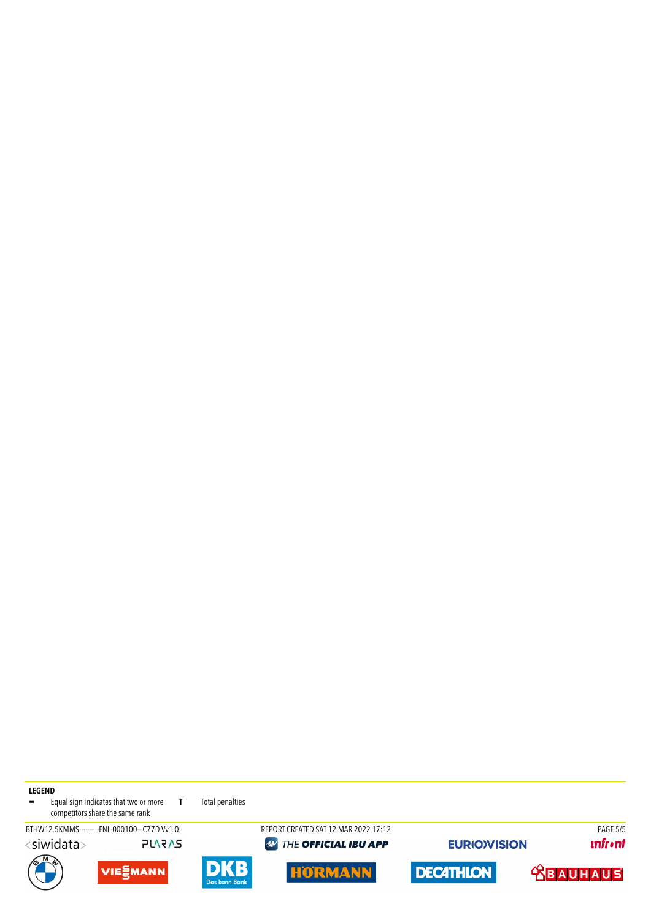**LEGEND**

| | | | |
|---|---|---|---|
| = | Equal sign indicates that two or more competitors share the same rank | T | Total penalties |

BTHW12.5KMMS------------FNL-000100-- C77D Vv1.0.

REPORT CREATED SAT 12 MAR 2022 17:12